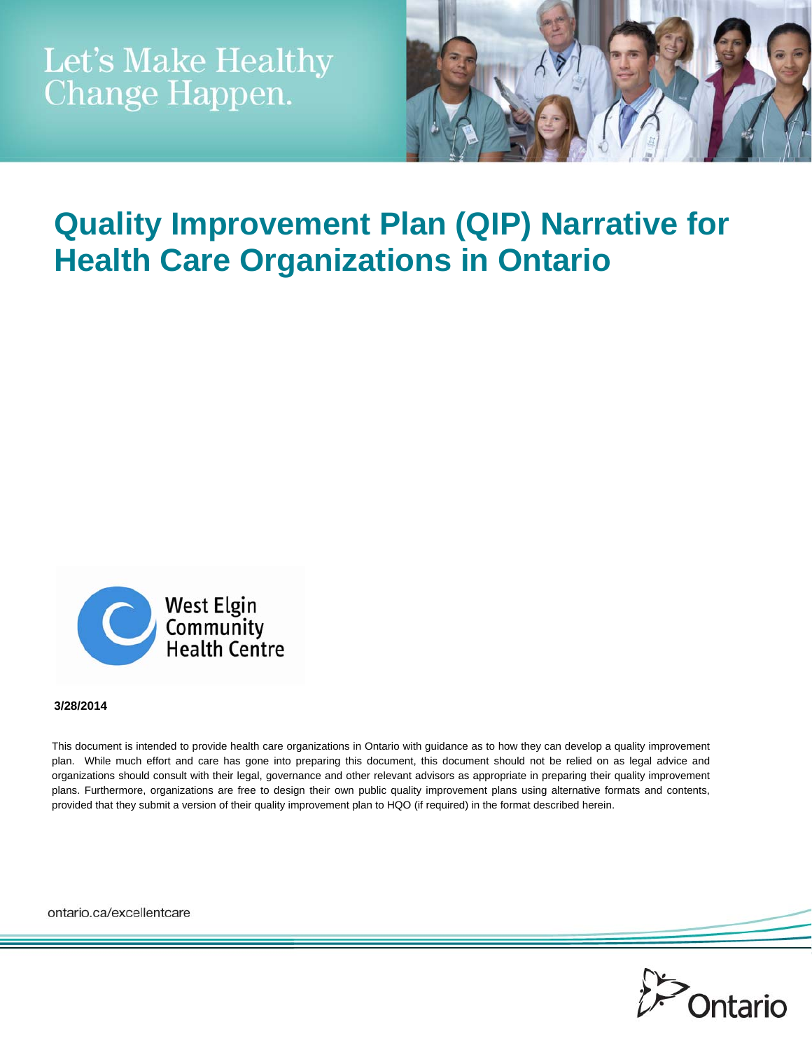Let's Make Healthy Change Happen.

# Quality Improvement Plan (QIP) Narrative for Health Care Organizations in Ontario

West Elgin Community Health Centre

**3/28/2014**

This document is intended to provide health care organizations in Ontario with guidance as to how they can develop a quality improvement plan. While much effort and care has gone into preparing this document, this document should not be relied on as legal advice and organizations should consult with their legal, governance and other relevant advisors as appropriate in preparing their quality improvement plans. Furthermore, organizations are free to design their own public quality improvement plans using alternative formats and contents, provided that they submit a version of their quality improvement plan to HQO (if required) in the format described herein.

ontario.ca/excellentcare

Ontario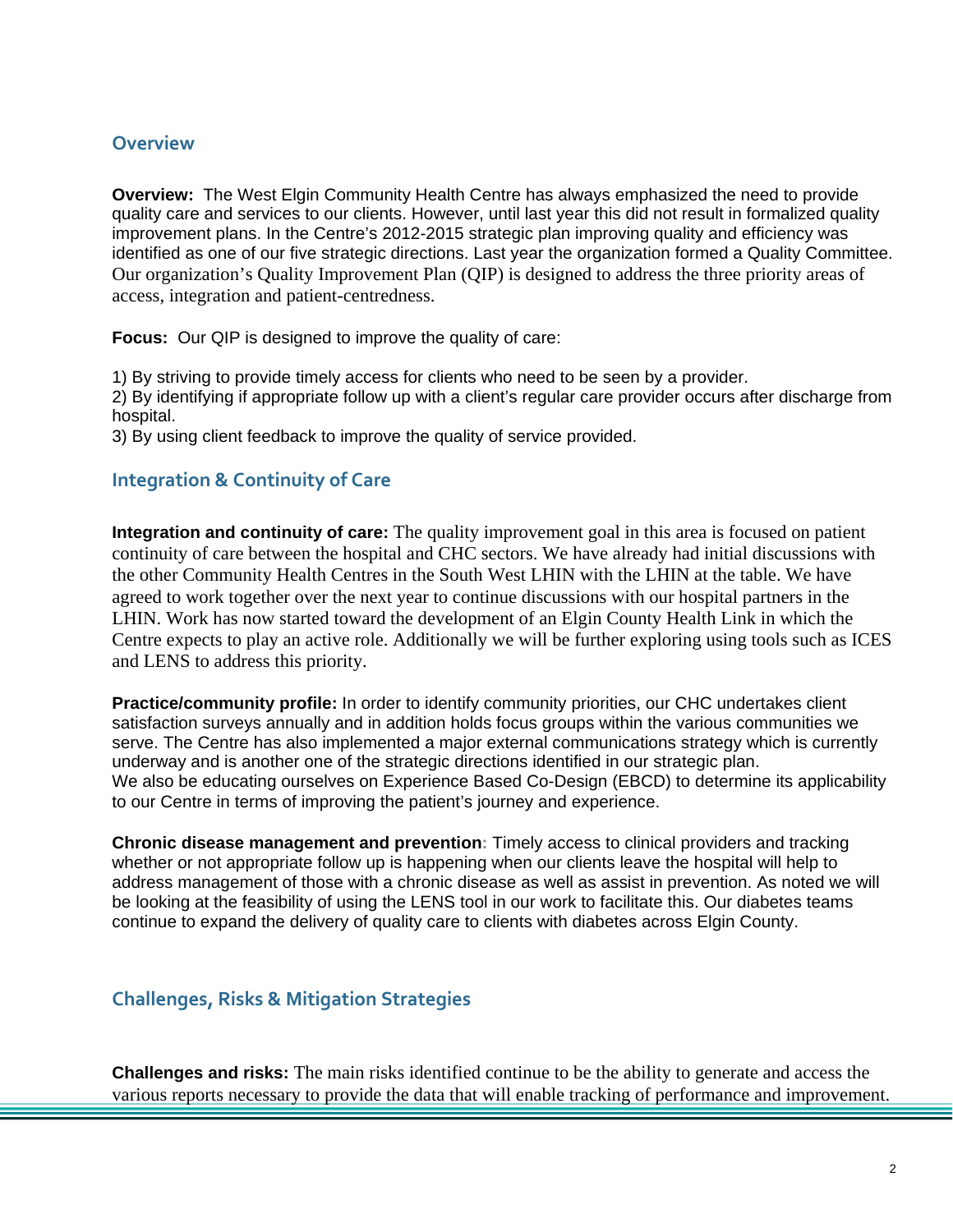## Overview

**Overview:** The West Elgin Community Health Centre has always emphasized the need to provide quality care and services to our clients. However, until last year this did not result in formalized quality improvement plans. In the Centre's 2012-2015 strategic plan improving quality and efficiency was identified as one of our five strategic directions. Last year the organization formed a Quality Committee. Our organization's Quality Improvement Plan (QIP) is designed to address the three priority areas of access, integration and patient-centredness.

**Focus:** Our QIP is designed to improve the quality of care:

1) By striving to provide timely access for clients who need to be seen by a provider.
2) By identifying if appropriate follow up with a client's regular care provider occurs after discharge from hospital.
3) By using client feedback to improve the quality of service provided.

## Integration & Continuity of Care

**Integration and continuity of care:** The quality improvement goal in this area is focused on patient continuity of care between the hospital and CHC sectors. We have already had initial discussions with the other Community Health Centres in the South West LHIN with the LHIN at the table. We have agreed to work together over the next year to continue discussions with our hospital partners in the LHIN. Work has now started toward the development of an Elgin County Health Link in which the Centre expects to play an active role. Additionally we will be further exploring using tools such as ICES and LENS to address this priority.

**Practice/community profile:** In order to identify community priorities, our CHC undertakes client satisfaction surveys annually and in addition holds focus groups within the various communities we serve. The Centre has also implemented a major external communications strategy which is currently underway and is another one of the strategic directions identified in our strategic plan.
We also be educating ourselves on Experience Based Co-Design (EBCD) to determine its applicability to our Centre in terms of improving the patient's journey and experience.

**Chronic disease management and prevention:** Timely access to clinical providers and tracking whether or not appropriate follow up is happening when our clients leave the hospital will help to address management of those with a chronic disease as well as assist in prevention. As noted we will be looking at the feasibility of using the LENS tool in our work to facilitate this. Our diabetes teams continue to expand the delivery of quality care to clients with diabetes across Elgin County.

## Challenges, Risks & Mitigation Strategies

**Challenges and risks:** The main risks identified continue to be the ability to generate and access the various reports necessary to provide the data that will enable tracking of performance and improvement.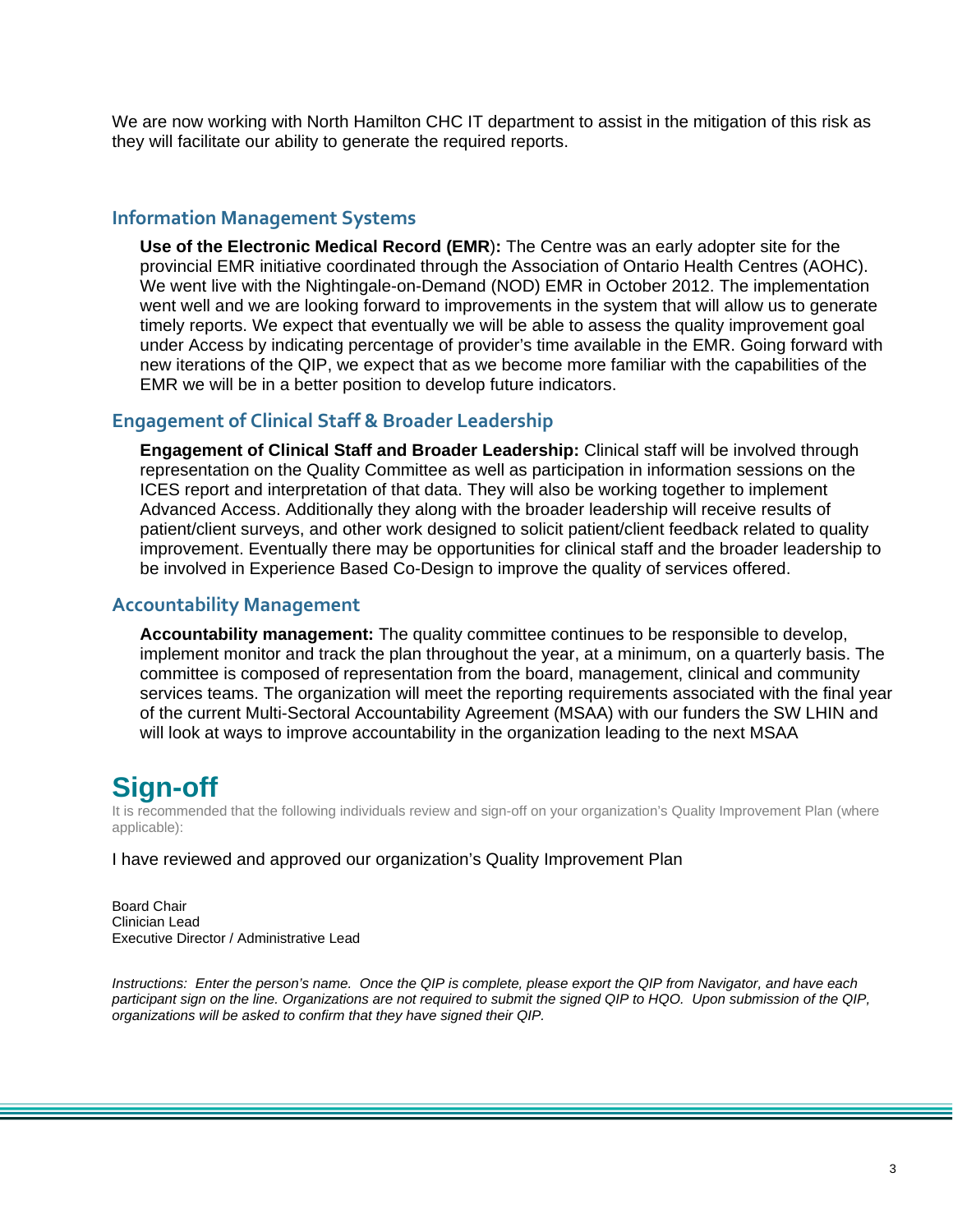We are now working with North Hamilton CHC IT department to assist in the mitigation of this risk as they will facilitate our ability to generate the required reports.

## Information Management Systems

**Use of the Electronic Medical Record (EMR):** The Centre was an early adopter site for the provincial EMR initiative coordinated through the Association of Ontario Health Centres (AOHC). We went live with the Nightingale-on-Demand (NOD) EMR in October 2012. The implementation went well and we are looking forward to improvements in the system that will allow us to generate timely reports. We expect that eventually we will be able to assess the quality improvement goal under Access by indicating percentage of provider's time available in the EMR. Going forward with new iterations of the QIP, we expect that as we become more familiar with the capabilities of the EMR we will be in a better position to develop future indicators.

## Engagement of Clinical Staff & Broader Leadership

**Engagement of Clinical Staff and Broader Leadership:** Clinical staff will be involved through representation on the Quality Committee as well as participation in information sessions on the ICES report and interpretation of that data. They will also be working together to implement Advanced Access. Additionally they along with the broader leadership will receive results of patient/client surveys, and other work designed to solicit patient/client feedback related to quality improvement. Eventually there may be opportunities for clinical staff and the broader leadership to be involved in Experience Based Co-Design to improve the quality of services offered.

## Accountability Management

**Accountability management:** The quality committee continues to be responsible to develop, implement monitor and track the plan throughout the year, at a minimum, on a quarterly basis. The committee is composed of representation from the board, management, clinical and community services teams. The organization will meet the reporting requirements associated with the final year of the current Multi-Sectoral Accountability Agreement (MSAA) with our funders the SW LHIN and will look at ways to improve accountability in the organization leading to the next MSAA

# Sign-off

It is recommended that the following individuals review and sign-off on your organization's Quality Improvement Plan (where applicable):

I have reviewed and approved our organization's Quality Improvement Plan

Board Chair
Clinician Lead
Executive Director / Administrative Lead

*Instructions: Enter the person's name. Once the QIP is complete, please export the QIP from Navigator, and have each participant sign on the line. Organizations are not required to submit the signed QIP to HQO. Upon submission of the QIP, organizations will be asked to confirm that they have signed their QIP.*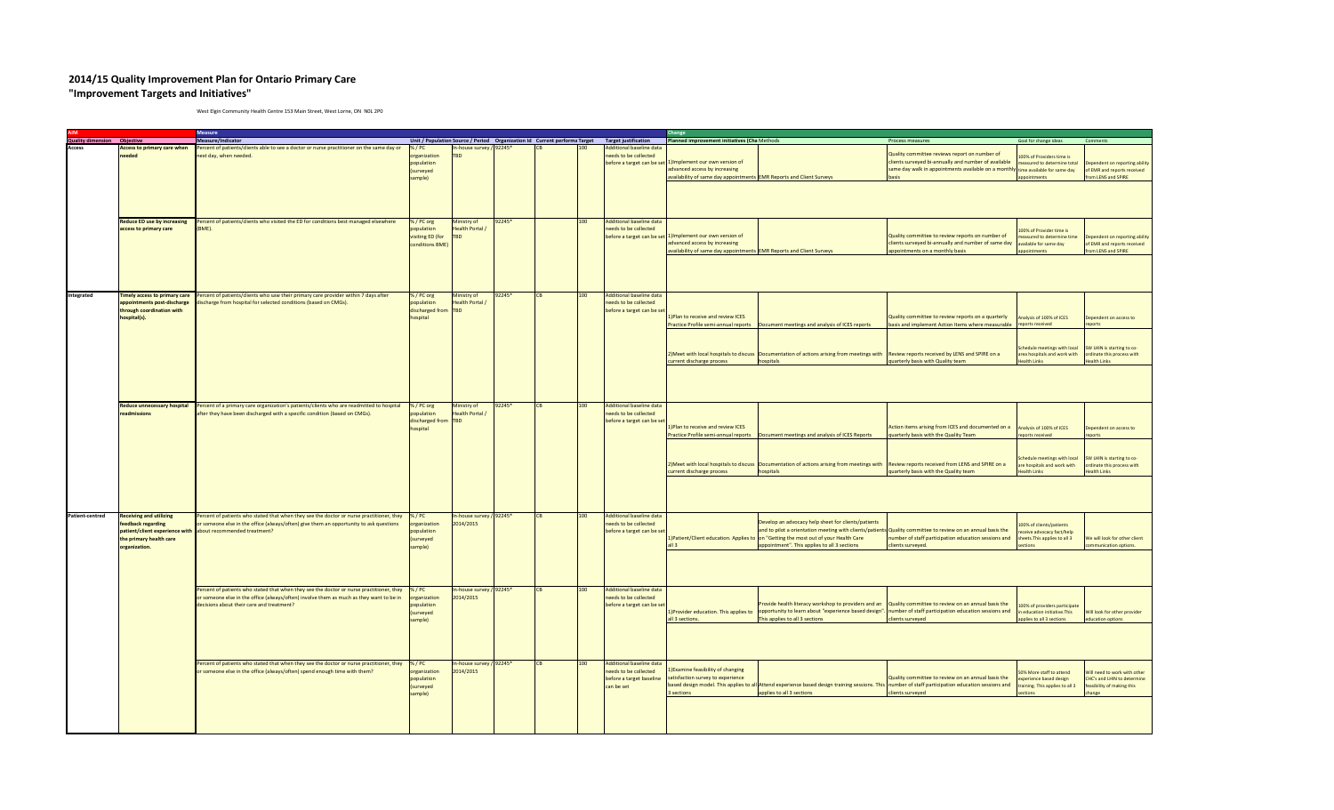# 2014/15 Quality Improvement Plan for Ontario Primary Care
## "Improvement Targets and Initiatives"

West Elgin Community Health Centre 153 Main Street, West Lorne, ON N0L 2P0

| AIM | | Measure | | | | | | | | Change | | | | |
|---|---|---|---|---|---|---|---|---|---|---|---|---|---|---|
| Quality dimension | Objective | Measure/Indicator | Unit / Population | Source / Period | Organization Id | Current performance | Target | Target justification | Planned improvement initiatives (Change Ideas) | Methods | Process measures | Goal for change ideas | Comments |
| Access | Access to primary care when needed | Percent of patients/clients able to see a doctor or nurse practitioner on the same day or next day, when needed. | % / PC organization population (surveyed sample) | In-house survey / TBD | 92245* | CB | 100 | Additional baseline data needs to be collected before a target can be set | 1)Implement our own version of advanced access by increasing availability of same day appointments | EMR Reports and Client Surveys | Quality committee reviews report on number of clients surveyed bi-annually and number of available same day walk in appointments available on a monthly basis | 100% of Providers time is measured to determine total time available for same day appointments | Dependent on reporting ability of EMR and reports received from LENS and SPIRE |
| | Reduce ED use by increasing access to primary care | Percent of patients/clients who visited the ED for conditions best managed elsewhere (BME). | % / PC org population visiting ED (for conditions BME) | Ministry of Health Portal / TBD | 92245* | | 100 | Additional baseline data needs to be collected before a target can be set | 1)Implement our own version of advanced access by increasing availability of same day appointments | EMR Reports and Client Surveys | Quality committee to review reports on number of clients surveyed bi-annually and number of same day appointments on a monthly basis | 100% of Provider time is measured to determine time available for same day appointments | Dependent on reporting ability of EMR and reports received from LENS and SPIRE |
| Integrated | Timely access to primary care appointments post-discharge through coordination with hospital(s). | Percent of patients/clients who saw their primary care provider within 7 days after discharge from hospital for selected conditions (based on CMGs). | % / PC org population discharged from hospital | Ministry of Health Portal / TBD | 92245* | CB | 100 | Additional baseline data needs to be collected before a target can be set | 1)Plan to receive and review ICES Practice Profile semi-annual reports | Document meetings and analysis of ICES reports | Quality committee to review reports on a quarterly basis and implement Action Items where measurable | Analysis of 100% of ICES reports received | Dependent on access to reports |
| | | | | | | | | | 2)Meet with local hospitals to discuss current discharge process | Documentation of actions arising from meetings with hospitals | Review reports received by LENS and SPIRE on a quarterly basis with Quality team | Schedule meetings with local area hospitals and work with Health Links | SW LHIN is starting to co-ordinate this process with Health Links |
| | Reduce unnecessary hospital readmissions | Percent of a primary care organization's patients/clients who are readmitted to hospital after they have been discharged with a specific condition (based on CMGs). | % / PC org population discharged from hospital | Ministry of Health Portal / TBD | 92245* | CB | 100 | Additional baseline data needs to be collected before a target can be set | 1)Plan to receive and review ICES Practice Profile semi-annual reports | Document meetings and analysis of ICES Reports | Action items arising from ICES and documented on a quarterly basis with the Quality Team | Analysis of 100% of ICES reports received | Dependent on access to reports |
| | | | | | | | | | 2)Meet with local hospitals to discuss current discharge process | Documentation of actions arising from meetings with hospitals | Review reports received from LENS and SPIRE on a quarterly basis with the Quality team | Schedule meetings with local are hospitals and work with Health Links | SW LHIN is starting to co-ordinate this process with Health Links |
| Patient-centred | Receiving and utilizing feedback regarding patient/client experience with the primary health care organization. | Percent of patients who stated that when they see the doctor or nurse practitioner, they or someone else in the office (always/often) give them an opportunity to ask questions about recommended treatment? | % / PC organization population (surveyed sample) | In-house survey / 2014/2015 | 92245* | CB | 100 | Additional baseline data needs to be collected before a target can be set | 1)Patient/Client education. Applies to all 3 | Develop an advocacy help sheet for clients/patients and to pilot a orientation meeting with clients/patients on "Getting the most out of your Health Care appointment". This applies to all 3 sections | Quality committee to review on an annual basis the number of staff participation education sessions and clients surveyed. | 100% of clients/patients receive advocacy fact/help sheets.This applies to all 3 sections | We will look for other client communication options. |
| | | Percent of patients who stated that when they see the doctor or nurse practitioner, they or someone else in the office (always/often) involve them as much as they want to be in decisions about their care and treatment? | % / PC organization population (surveyed sample) | In-house survey / 2014/2015 | 92245* | CB | 100 | Additional baseline data needs to be collected before a target can be set | 1)Provider education. This applies to all 3 sections. | Provide health literacy workshop to providers and an opportunity to learn about "experience based design". This applies to all 3 sections | Quality committee to review on an annual basis the number of staff participation education sessions and clients surveyed | 100% of providers participate in education initiative.This applies to all 3 sections | Will look for other provider education options |
| | | Percent of patients who stated that when they see the doctor or nurse practitioner, they or someone else in the office (always/often) spend enough time with them? | % / PC organization population (surveyed sample) | In-house survey / 2014/2015 | 92245* | CB | 100 | Additional baseline data needs to be collected before a target baseline can be set | 1)Examine feasibility of changing satisfaction survey to experience based design model. This applies to all 3 sections | Attend experience based design training sessions. This applies to all 3 sections | Quality committee to review on an annual basis the number of staff participation education sessions and clients surveyed | 50% More staff to attend experience based design training. This applies to all 3 sections | Will need to work with other CHC's and LHIN to determine feasibility of making this change |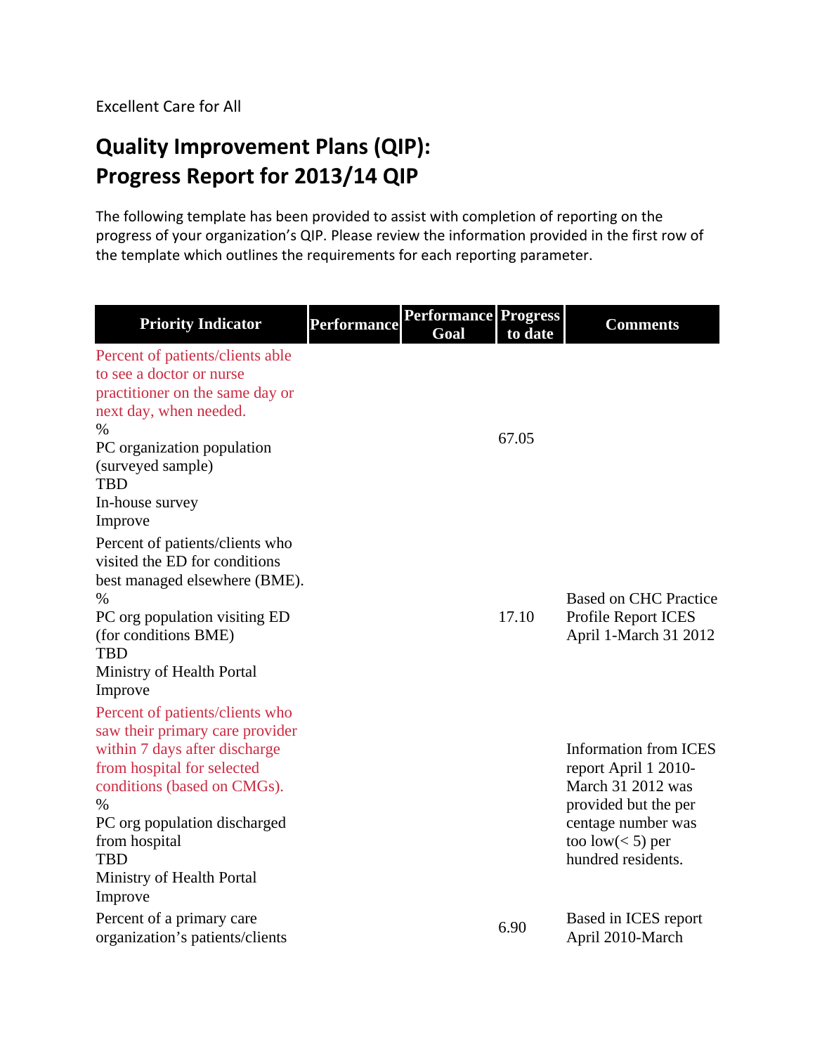Excellent Care for All

# Quality Improvement Plans (QIP): Progress Report for 2013/14 QIP

The following template has been provided to assist with completion of reporting on the progress of your organization's QIP. Please review the information provided in the first row of the template which outlines the requirements for each reporting parameter.

| Priority Indicator | Performance | Performance Goal | Progress to date | Comments |
|---|---|---|---|---|
| Percent of patients/clients able to see a doctor or nurse practitioner on the same day or next day, when needed.<br>%<br>PC organization population (surveyed sample)<br>TBD<br>In-house survey<br>Improve | | | 67.05 | |
| Percent of patients/clients who visited the ED for conditions best managed elsewhere (BME).<br>%<br>PC org population visiting ED (for conditions BME)<br>TBD<br>Ministry of Health Portal<br>Improve | | | 17.10 | Based on CHC Practice Profile Report ICES April 1-March 31 2012 |
| Percent of patients/clients who saw their primary care provider within 7 days after discharge from hospital for selected conditions (based on CMGs).<br>%<br>PC org population discharged from hospital<br>TBD<br>Ministry of Health Portal<br>Improve | | | | Information from ICES report April 1 2010-March 31 2012 was provided but the per centage number was too low(< 5) per hundred residents. |
| Percent of a primary care organization's patients/clients | | | 6.90 | Based in ICES report April 2010-March |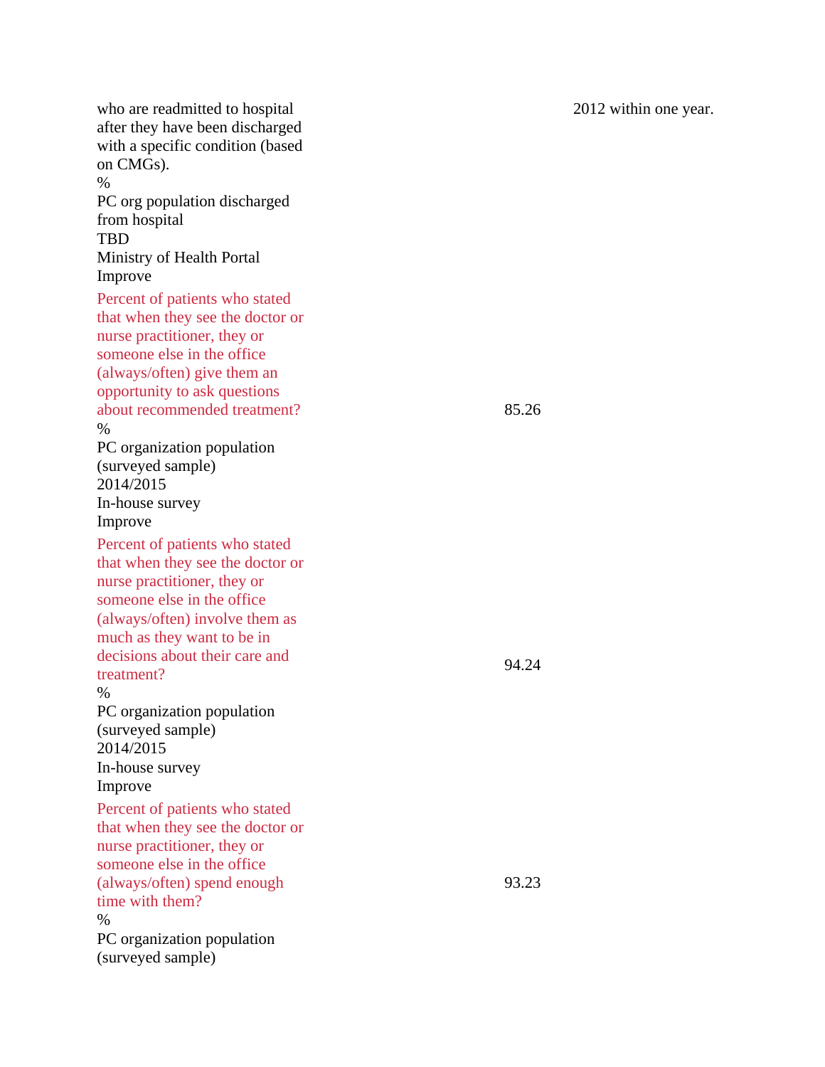| Measure | Unit | Population | Period | Source | Direction | Value | Comments |
| --- | --- | --- | --- | --- | --- | --- | --- |
| who are readmitted to hospital after they have been discharged with a specific condition (based on CMGs). | % | PC org population discharged from hospital | TBD | Ministry of Health Portal | Improve | | 2012 within one year. |
| Percent of patients who stated that when they see the doctor or nurse practitioner, they or someone else in the office (always/often) give them an opportunity to ask questions about recommended treatment? | % | PC organization population (surveyed sample) | 2014/2015 | In-house survey | Improve | 85.26 | |
| Percent of patients who stated that when they see the doctor or nurse practitioner, they or someone else in the office (always/often) involve them as much as they want to be in decisions about their care and treatment? | % | PC organization population (surveyed sample) | 2014/2015 | In-house survey | Improve | 94.24 | |
| Percent of patients who stated that when they see the doctor or nurse practitioner, they or someone else in the office (always/often) spend enough time with them? | % | PC organization population (surveyed sample) | | | | 93.23 | |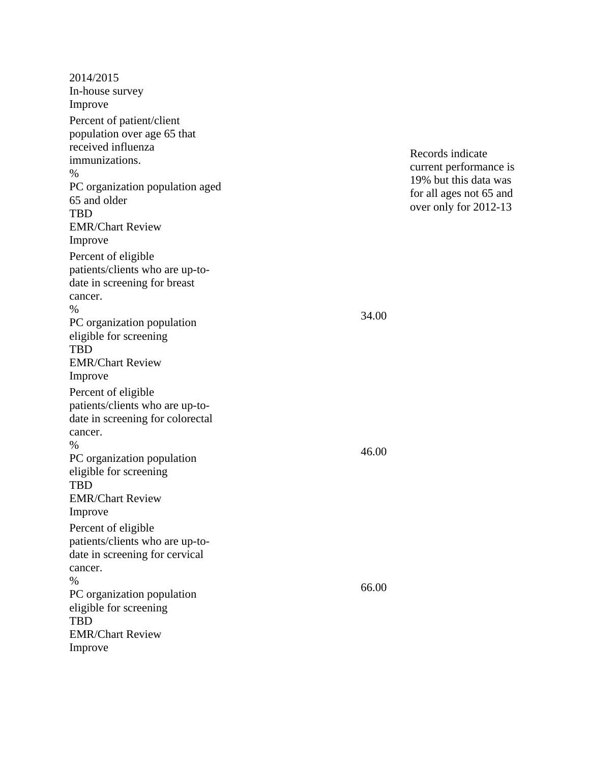| | | |
|---|---|---|
| 2014/2015<br>In-house survey<br>Improve | | |
| Percent of patient/client population over age 65 that received influenza immunizations.<br>%<br>PC organization population aged 65 and older<br>TBD<br>EMR/Chart Review<br>Improve | | Records indicate current performance is 19% but this data was for all ages not 65 and over only for 2012-13 |
| Percent of eligible patients/clients who are up-to-date in screening for breast cancer.<br>%<br>PC organization population eligible for screening<br>TBD<br>EMR/Chart Review<br>Improve | 34.00 | |
| Percent of eligible patients/clients who are up-to-date in screening for colorectal cancer.<br>%<br>PC organization population eligible for screening<br>TBD<br>EMR/Chart Review<br>Improve | 46.00 | |
| Percent of eligible patients/clients who are up-to-date in screening for cervical cancer.<br>%<br>PC organization population eligible for screening<br>TBD<br>EMR/Chart Review<br>Improve | 66.00 | |